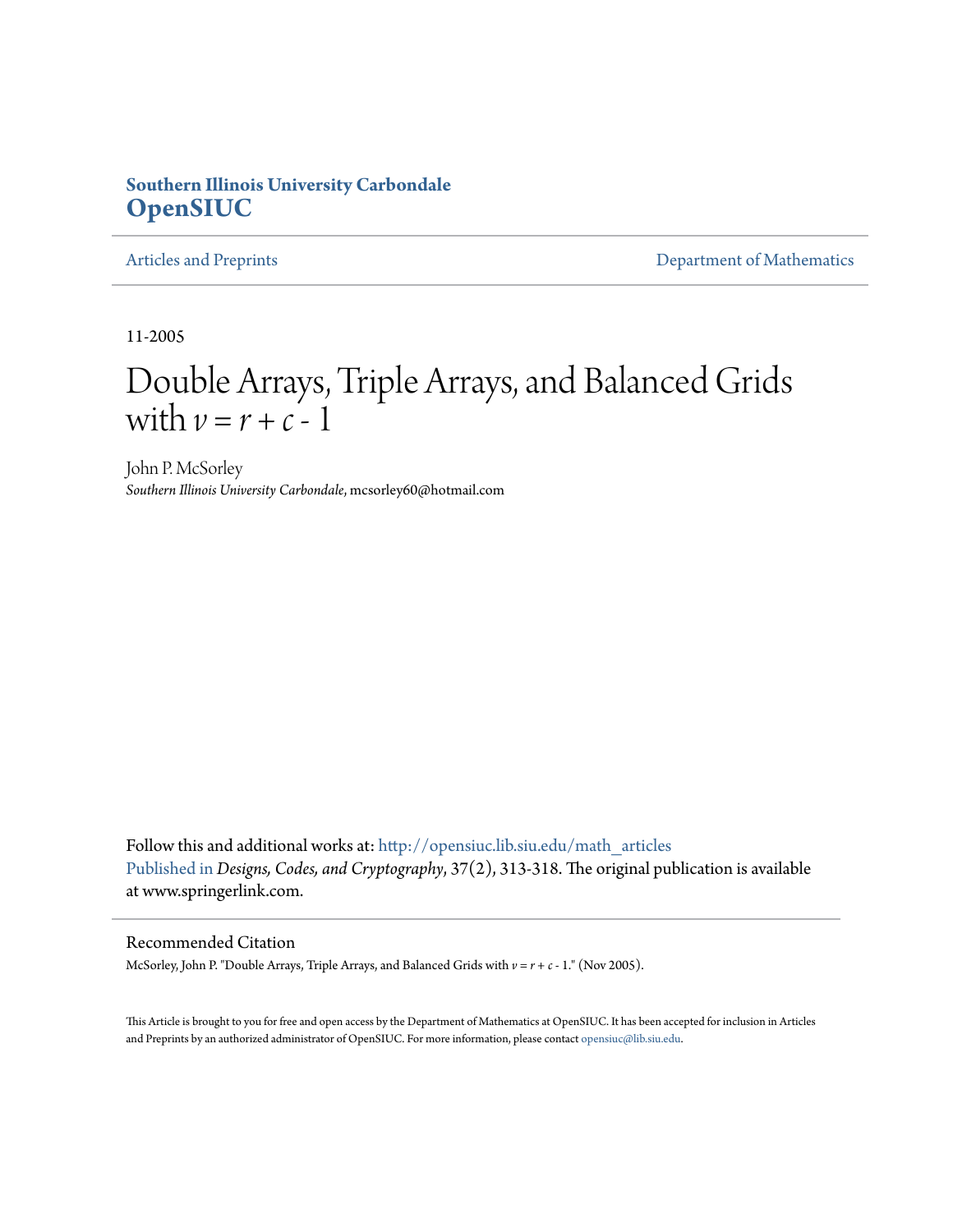**Southern Illinois University Carbondale**
**OpenSIUC**

Articles and Preprints | Department of Mathematics

11-2005

# Double Arrays, Triple Arrays, and Balanced Grids with $v = r + c - 1$

John P. McSorley
*Southern Illinois University Carbondale*, mcsorley60@hotmail.com

Follow this and additional works at: http://opensiuc.lib.siu.edu/math_articles
Published in *Designs, Codes, and Cryptography*, 37(2), 313-318. The original publication is available at www.springerlink.com.

## Recommended Citation

McSorley, John P. "Double Arrays, Triple Arrays, and Balanced Grids with $v = r + c - 1$." (Nov 2005).

This Article is brought to you for free and open access by the Department of Mathematics at OpenSIUC. It has been accepted for inclusion in Articles and Preprints by an authorized administrator of OpenSIUC. For more information, please contact opensiuc@lib.siu.edu.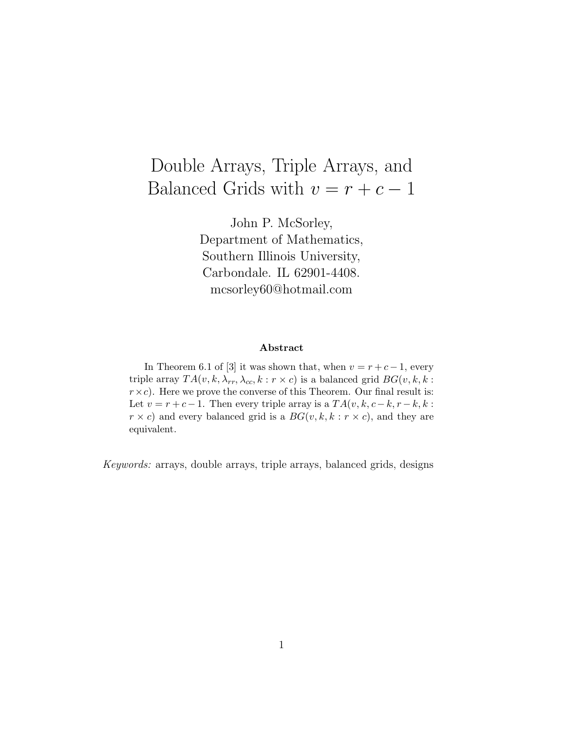# Double Arrays, Triple Arrays, and Balanced Grids with $v = r + c - 1$

John P. McSorley,
Department of Mathematics,
Southern Illinois University,
Carbondale. IL 62901-4408.
mcsorley60@hotmail.com

### Abstract

In Theorem 6.1 of [3] it was shown that, when $v = r + c - 1$, every triple array $TA(v, k, \lambda_{rr}, \lambda_{cc}, k : r \times c)$ is a balanced grid $BG(v, k, k : r \times c)$. Here we prove the converse of this Theorem. Our final result is: Let $v = r + c - 1$. Then every triple array is a $TA(v, k, c - k, r - k, k : r \times c)$ and every balanced grid is a $BG(v, k, k : r \times c)$, and they are equivalent.

*Keywords:* arrays, double arrays, triple arrays, balanced grids, designs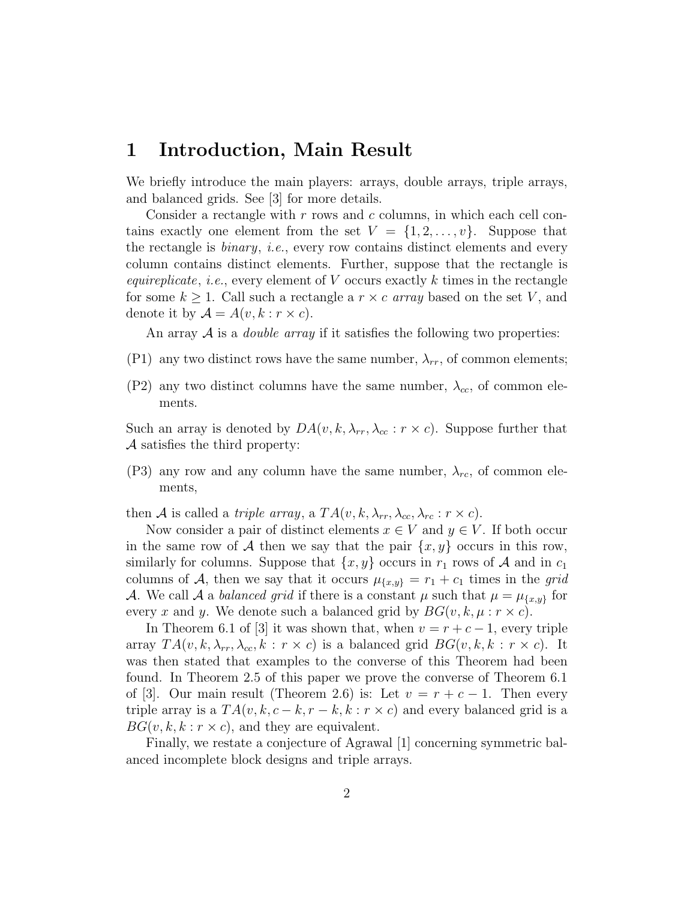# 1 Introduction, Main Result

We briefly introduce the main players: arrays, double arrays, triple arrays, and balanced grids. See [3] for more details.

Consider a rectangle with $r$ rows and $c$ columns, in which each cell contains exactly one element from the set $V = \{1, 2, \ldots, v\}$. Suppose that the rectangle is *binary*, *i.e.*, every row contains distinct elements and every column contains distinct elements. Further, suppose that the rectangle is *equireplicate*, *i.e.*, every element of $V$ occurs exactly $k$ times in the rectangle for some $k \geq 1$. Call such a rectangle a $r \times c$ *array* based on the set $V$, and denote it by $\mathcal{A} = A(v, k : r \times c)$.

An array $\mathcal{A}$ is a *double array* if it satisfies the following two properties:

(P1) any two distinct rows have the same number, $\lambda_{rr}$, of common elements;

(P2) any two distinct columns have the same number, $\lambda_{cc}$, of common elements.

Such an array is denoted by $DA(v, k, \lambda_{rr}, \lambda_{cc} : r \times c)$. Suppose further that $\mathcal{A}$ satisfies the third property:

(P3) any row and any column have the same number, $\lambda_{rc}$, of common elements,

then $\mathcal{A}$ is called a *triple array*, a $TA(v, k, \lambda_{rr}, \lambda_{cc}, \lambda_{rc} : r \times c)$.

Now consider a pair of distinct elements $x \in V$ and $y \in V$. If both occur in the same row of $\mathcal{A}$ then we say that the pair $\{x, y\}$ occurs in this row, similarly for columns. Suppose that $\{x, y\}$ occurs in $r_1$ rows of $\mathcal{A}$ and in $c_1$ columns of $\mathcal{A}$, then we say that it occurs $\mu_{\{x,y\}} = r_1 + c_1$ times in the *grid* $\mathcal{A}$. We call $\mathcal{A}$ a *balanced grid* if there is a constant $\mu$ such that $\mu = \mu_{\{x,y\}}$ for every $x$ and $y$. We denote such a balanced grid by $BG(v, k, \mu : r \times c)$.

In Theorem 6.1 of [3] it was shown that, when $v = r + c - 1$, every triple array $TA(v, k, \lambda_{rr}, \lambda_{cc}, k : r \times c)$ is a balanced grid $BG(v, k, k : r \times c)$. It was then stated that examples to the converse of this Theorem had been found. In Theorem 2.5 of this paper we prove the converse of Theorem 6.1 of [3]. Our main result (Theorem 2.6) is: Let $v = r + c - 1$. Then every triple array is a $TA(v, k, c - k, r - k, k : r \times c)$ and every balanced grid is a $BG(v, k, k : r \times c)$, and they are equivalent.

Finally, we restate a conjecture of Agrawal [1] concerning symmetric balanced incomplete block designs and triple arrays.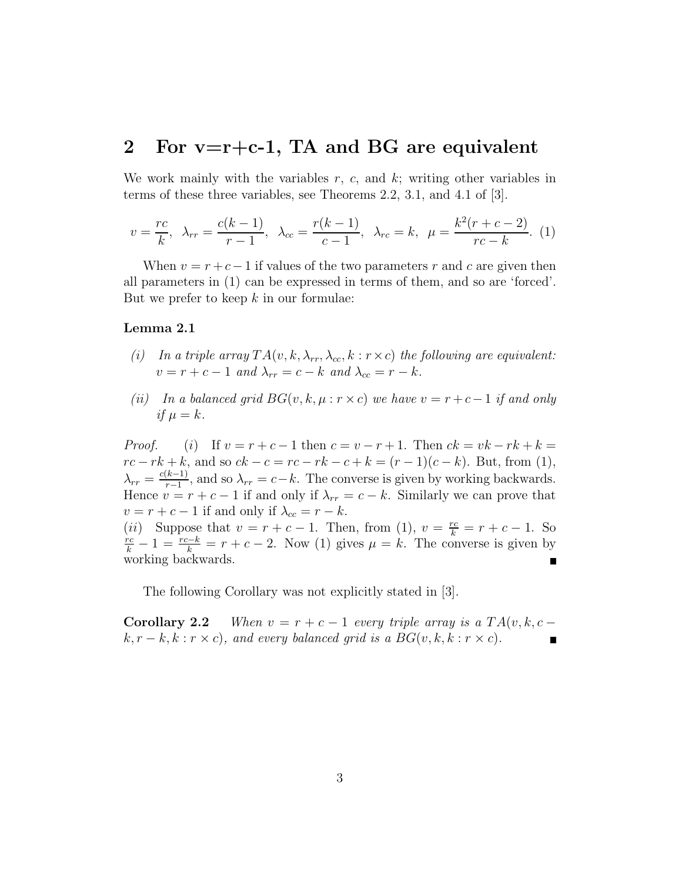## 2 For v=r+c-1, TA and BG are equivalent

We work mainly with the variables $r$, $c$, and $k$; writing other variables in terms of these three variables, see Theorems 2.2, 3.1, and 4.1 of [3].

$$v = \frac{rc}{k},\ \ \lambda_{rr} = \frac{c(k-1)}{r-1},\ \ \lambda_{cc} = \frac{r(k-1)}{c-1},\ \ \lambda_{rc} = k,\ \ \mu = \frac{k^2(r+c-2)}{rc-k}. \quad (1)$$

When $v = r+c-1$ if values of the two parameters $r$ and $c$ are given then all parameters in (1) can be expressed in terms of them, and so are 'forced'. But we prefer to keep $k$ in our formulae:

**Lemma 2.1**

*(i) In a triple array $TA(v, k, \lambda_{rr}, \lambda_{cc}, k : r \times c)$ the following are equivalent: $v = r + c - 1$ and $\lambda_{rr} = c - k$ and $\lambda_{cc} = r - k$.*

*(ii) In a balanced grid $BG(v, k, \mu : r \times c)$ we have $v = r+c-1$ if and only if $\mu = k$.*

*Proof.* $(i)$ If $v = r+c-1$ then $c = v-r+1$. Then $ck = vk - rk + k = rc - rk + k$, and so $ck - c = rc - rk - c + k = (r-1)(c-k)$. But, from (1), $\lambda_{rr} = \frac{c(k-1)}{r-1}$, and so $\lambda_{rr} = c-k$. The converse is given by working backwards. Hence $v = r+c-1$ if and only if $\lambda_{rr} = c-k$. Similarly we can prove that $v = r+c-1$ if and only if $\lambda_{cc} = r-k$.
$(ii)$ Suppose that $v = r+c-1$. Then, from (1), $v = \frac{rc}{k} = r+c-1$. So $\frac{rc}{k} - 1 = \frac{rc-k}{k} = r+c-2$. Now (1) gives $\mu = k$. The converse is given by working backwards. ∎

The following Corollary was not explicitly stated in [3].

**Corollary 2.2** *When $v = r+c-1$ every triple array is a $TA(v, k, c-k, r-k, k : r \times c)$, and every balanced grid is a $BG(v, k, k : r \times c)$.* ∎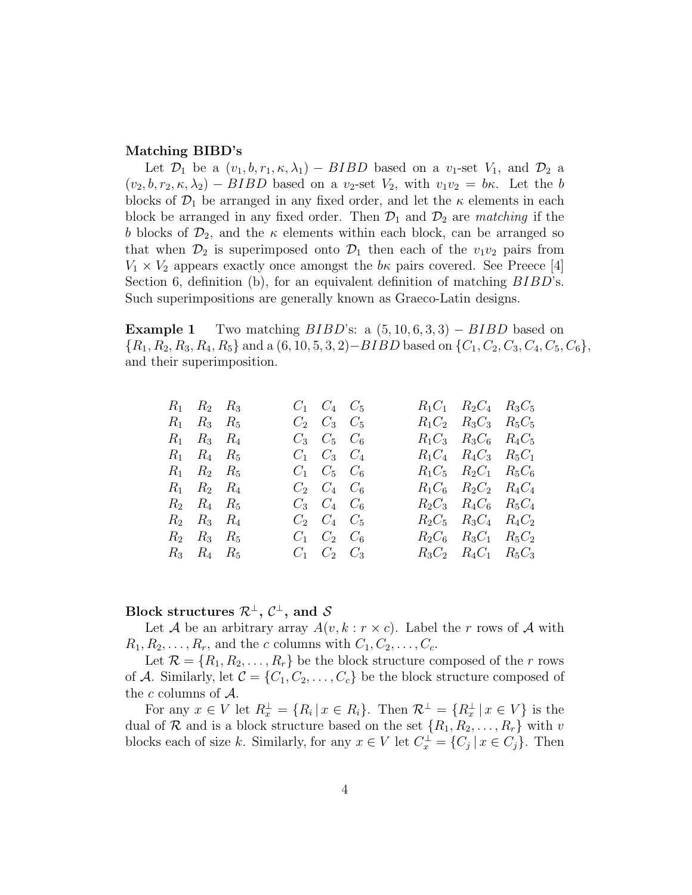**Matching BIBD's**

Let $\mathcal{D}_1$ be a $(v_1, b, r_1, \kappa, \lambda_1) - BIBD$ based on a $v_1$-set $V_1$, and $\mathcal{D}_2$ a $(v_2, b, r_2, \kappa, \lambda_2) - BIBD$ based on a $v_2$-set $V_2$, with $v_1 v_2 = b\kappa$. Let the $b$ blocks of $\mathcal{D}_1$ be arranged in any fixed order, and let the $\kappa$ elements in each block be arranged in any fixed order. Then $\mathcal{D}_1$ and $\mathcal{D}_2$ are *matching* if the $b$ blocks of $\mathcal{D}_2$, and the $\kappa$ elements within each block, can be arranged so that when $\mathcal{D}_2$ is superimposed onto $\mathcal{D}_1$ then each of the $v_1 v_2$ pairs from $V_1 \times V_2$ appears exactly once amongst the $b\kappa$ pairs covered. See Preece [4] Section 6, definition (b), for an equivalent definition of matching $BIBD$'s. Such superimpositions are generally known as Graeco-Latin designs.

**Example 1** Two matching $BIBD$'s: a $(5, 10, 6, 3, 3) - BIBD$ based on $\{R_1, R_2, R_3, R_4, R_5\}$ and a $(6, 10, 5, 3, 2) - BIBD$ based on $\{C_1, C_2, C_3, C_4, C_5, C_6\}$, and their superimposition.

| | | | | | | | | |
|---|---|---|---|---|---|---|---|---|
| $R_1$ | $R_2$ | $R_3$ | $C_1$ | $C_4$ | $C_5$ | $R_1C_1$ | $R_2C_4$ | $R_3C_5$ |
| $R_1$ | $R_3$ | $R_5$ | $C_2$ | $C_3$ | $C_5$ | $R_1C_2$ | $R_3C_3$ | $R_5C_5$ |
| $R_1$ | $R_3$ | $R_4$ | $C_3$ | $C_5$ | $C_6$ | $R_1C_3$ | $R_3C_6$ | $R_4C_5$ |
| $R_1$ | $R_4$ | $R_5$ | $C_1$ | $C_3$ | $C_4$ | $R_1C_4$ | $R_4C_3$ | $R_5C_1$ |
| $R_1$ | $R_2$ | $R_5$ | $C_1$ | $C_5$ | $C_6$ | $R_1C_5$ | $R_2C_1$ | $R_5C_6$ |
| $R_1$ | $R_2$ | $R_4$ | $C_2$ | $C_4$ | $C_6$ | $R_1C_6$ | $R_2C_2$ | $R_4C_4$ |
| $R_2$ | $R_4$ | $R_5$ | $C_3$ | $C_4$ | $C_6$ | $R_2C_3$ | $R_4C_6$ | $R_5C_4$ |
| $R_2$ | $R_3$ | $R_4$ | $C_2$ | $C_4$ | $C_5$ | $R_2C_5$ | $R_3C_4$ | $R_4C_2$ |
| $R_2$ | $R_3$ | $R_5$ | $C_1$ | $C_2$ | $C_6$ | $R_2C_6$ | $R_3C_1$ | $R_5C_2$ |
| $R_3$ | $R_4$ | $R_5$ | $C_1$ | $C_2$ | $C_3$ | $R_3C_2$ | $R_4C_1$ | $R_5C_3$ |

**Block structures $\mathcal{R}^\perp$, $\mathcal{C}^\perp$, and $\mathcal{S}$**

Let $\mathcal{A}$ be an arbitrary array $A(v, k : r \times c)$. Label the $r$ rows of $\mathcal{A}$ with $R_1, R_2, \ldots, R_r$, and the $c$ columns with $C_1, C_2, \ldots, C_c$.

Let $\mathcal{R} = \{R_1, R_2, \ldots, R_r\}$ be the block structure composed of the $r$ rows of $\mathcal{A}$. Similarly, let $\mathcal{C} = \{C_1, C_2, \ldots, C_c\}$ be the block structure composed of the $c$ columns of $\mathcal{A}$.

For any $x \in V$ let $R_x^\perp = \{R_i \,|\, x \in R_i\}$. Then $\mathcal{R}^\perp = \{R_x^\perp \,|\, x \in V\}$ is the dual of $\mathcal{R}$ and is a block structure based on the set $\{R_1, R_2, \ldots, R_r\}$ with $v$ blocks each of size $k$. Similarly, for any $x \in V$ let $C_x^\perp = \{C_j \,|\, x \in C_j\}$. Then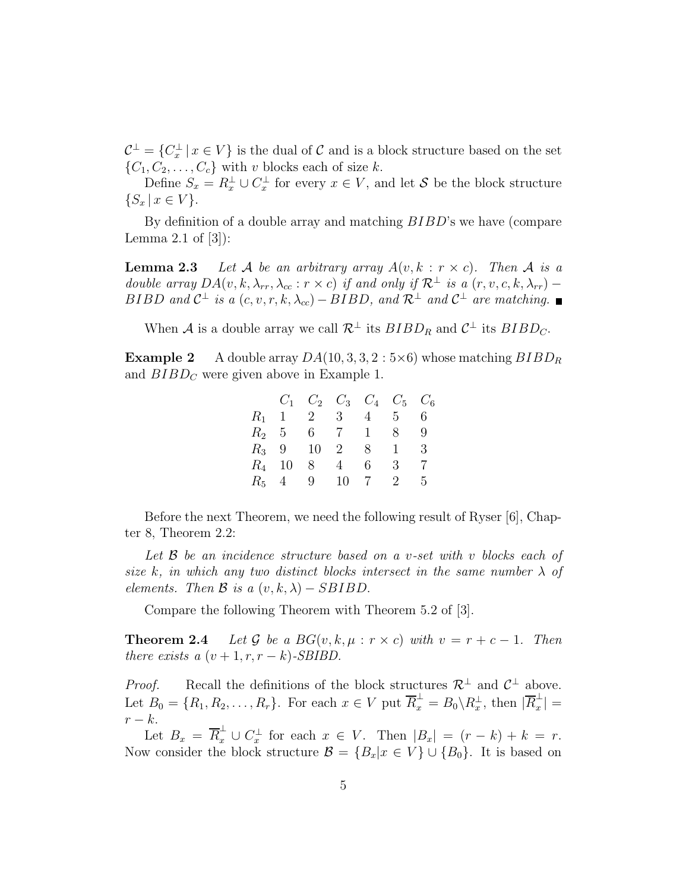$\mathcal{C}^\perp = \{C_x^\perp \,|\, x \in V\}$ is the dual of $\mathcal{C}$ and is a block structure based on the set $\{C_1, C_2, \ldots, C_c\}$ with $v$ blocks each of size $k$.

Define $S_x = R_x^\perp \cup C_x^\perp$ for every $x \in V$, and let $\mathcal{S}$ be the block structure $\{S_x \,|\, x \in V\}$.

By definition of a double array and matching $BIBD$'s we have (compare Lemma 2.1 of [3]):

**Lemma 2.3** *Let $\mathcal{A}$ be an arbitrary array $A(v, k : r \times c)$. Then $\mathcal{A}$ is a double array $DA(v, k, \lambda_{rr}, \lambda_{cc} : r \times c)$ if and only if $\mathcal{R}^\perp$ is a $(r, v, c, k, \lambda_{rr}) - BIBD$ and $\mathcal{C}^\perp$ is a $(c, v, r, k, \lambda_{cc}) - BIBD$, and $\mathcal{R}^\perp$ and $\mathcal{C}^\perp$ are matching.* ∎

When $\mathcal{A}$ is a double array we call $\mathcal{R}^\perp$ its $BIBD_R$ and $\mathcal{C}^\perp$ its $BIBD_C$.

**Example 2** A double array $DA(10, 3, 3, 2 : 5 \times 6)$ whose matching $BIBD_R$ and $BIBD_C$ were given above in Example 1.

| | $C_1$ | $C_2$ | $C_3$ | $C_4$ | $C_5$ | $C_6$ |
|---|---|---|---|---|---|---|
| $R_1$ | 1 | 2 | 3 | 4 | 5 | 6 |
| $R_2$ | 5 | 6 | 7 | 1 | 8 | 9 |
| $R_3$ | 9 | 10 | 2 | 8 | 1 | 3 |
| $R_4$ | 10 | 8 | 4 | 6 | 3 | 7 |
| $R_5$ | 4 | 9 | 10 | 7 | 2 | 5 |

Before the next Theorem, we need the following result of Ryser [6], Chapter 8, Theorem 2.2:

*Let $\mathcal{B}$ be an incidence structure based on a $v$-set with $v$ blocks each of size $k$, in which any two distinct blocks intersect in the same number $\lambda$ of elements. Then $\mathcal{B}$ is a $(v, k, \lambda) - SBIBD$.*

Compare the following Theorem with Theorem 5.2 of [3].

**Theorem 2.4** *Let $\mathcal{G}$ be a $BG(v, k, \mu : r \times c)$ with $v = r + c - 1$. Then there exists a $(v + 1, r, r - k)$-SBIBD.*

*Proof.* Recall the definitions of the block structures $\mathcal{R}^\perp$ and $\mathcal{C}^\perp$ above. Let $B_0 = \{R_1, R_2, \ldots, R_r\}$. For each $x \in V$ put $\overline{R}_x^\perp = B_0 \backslash R_x^\perp$, then $|\overline{R}_x^\perp| = r - k$.

Let $B_x = \overline{R}_x^\perp \cup C_x^\perp$ for each $x \in V$. Then $|B_x| = (r - k) + k = r$. Now consider the block structure $\mathcal{B} = \{B_x | x \in V\} \cup \{B_0\}$. It is based on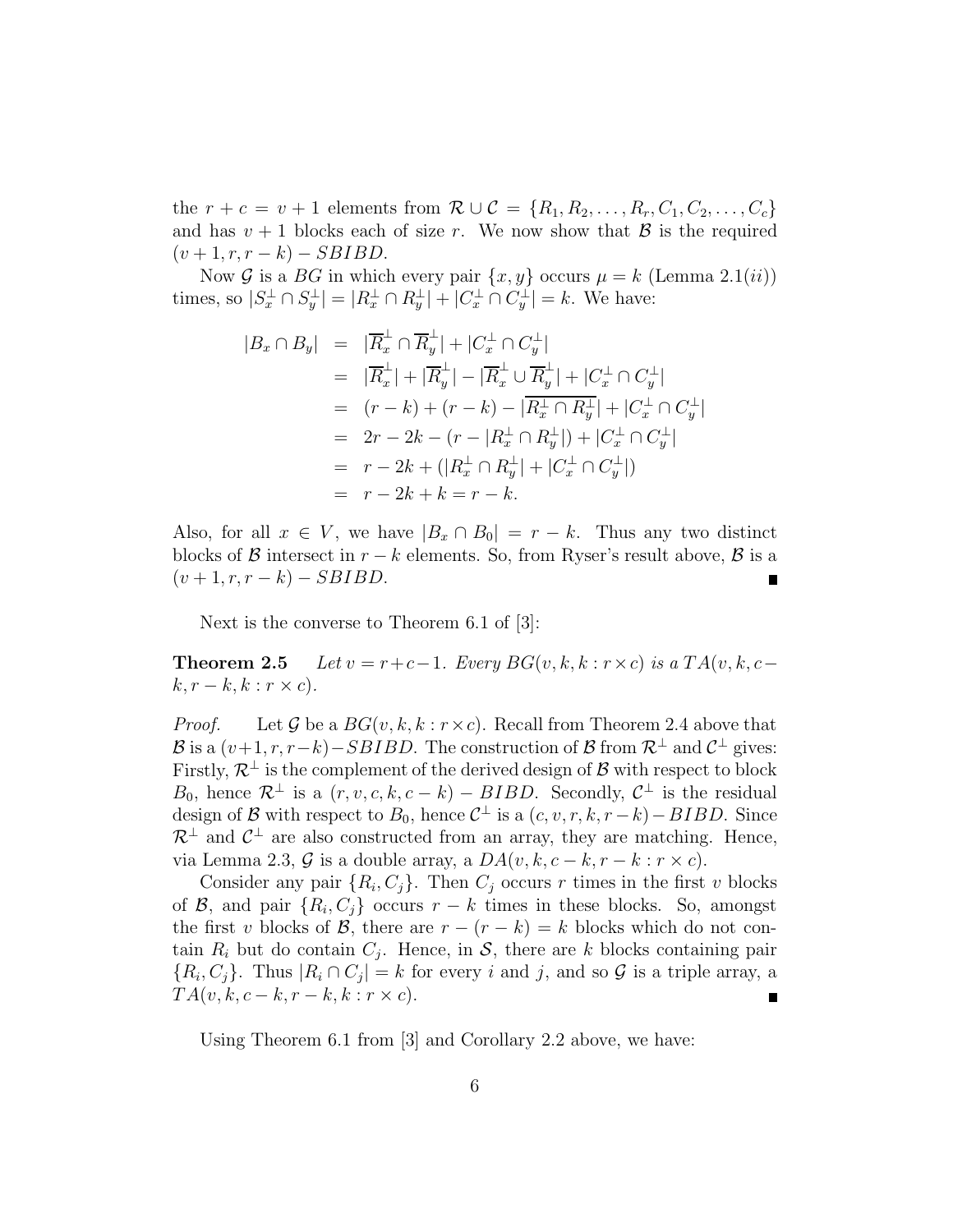the $r + c = v + 1$ elements from $\mathcal{R} \cup \mathcal{C} = \{R_1, R_2, \ldots, R_r, C_1, C_2, \ldots, C_c\}$ and has $v + 1$ blocks each of size $r$. We now show that $\mathcal{B}$ is the required $(v + 1, r, r - k) - SBIBD$.

Now $\mathcal{G}$ is a $BG$ in which every pair $\{x, y\}$ occurs $\mu = k$ (Lemma 2.1(*ii*)) times, so $|S_x^\perp \cap S_y^\perp| = |R_x^\perp \cap R_y^\perp| + |C_x^\perp \cap C_y^\perp| = k$. We have:

$$
\begin{aligned}
|B_x \cap B_y| &= |\overline{R}_x^\perp \cap \overline{R}_y^\perp| + |C_x^\perp \cap C_y^\perp| \\
&= |\overline{R}_x^\perp| + |\overline{R}_y^\perp| - |\overline{R}_x^\perp \cup \overline{R}_y^\perp| + |C_x^\perp \cap C_y^\perp| \\
&= (r - k) + (r - k) - |\overline{R_x^\perp \cap R_y^\perp}| + |C_x^\perp \cap C_y^\perp| \\
&= 2r - 2k - (r - |R_x^\perp \cap R_y^\perp|) + |C_x^\perp \cap C_y^\perp| \\
&= r - 2k + (|R_x^\perp \cap R_y^\perp| + |C_x^\perp \cap C_y^\perp|) \\
&= r - 2k + k = r - k.
\end{aligned}
$$

Also, for all $x \in V$, we have $|B_x \cap B_0| = r - k$. Thus any two distinct blocks of $\mathcal{B}$ intersect in $r - k$ elements. So, from Ryser's result above, $\mathcal{B}$ is a $(v + 1, r, r - k) - SBIBD$. ∎

Next is the converse to Theorem 6.1 of [3]:

**Theorem 2.5** *Let $v = r + c - 1$. Every $BG(v, k, k : r \times c)$ is a $TA(v, k, c - k, r - k, k : r \times c)$.*

*Proof.* Let $\mathcal{G}$ be a $BG(v, k, k : r \times c)$. Recall from Theorem 2.4 above that $\mathcal{B}$ is a $(v+1, r, r-k) - SBIBD$. The construction of $\mathcal{B}$ from $\mathcal{R}^\perp$ and $\mathcal{C}^\perp$ gives: Firstly, $\mathcal{R}^\perp$ is the complement of the derived design of $\mathcal{B}$ with respect to block $B_0$, hence $\mathcal{R}^\perp$ is a $(r, v, c, k, c - k) - BIBD$. Secondly, $\mathcal{C}^\perp$ is the residual design of $\mathcal{B}$ with respect to $B_0$, hence $\mathcal{C}^\perp$ is a $(c, v, r, k, r - k) - BIBD$. Since $\mathcal{R}^\perp$ and $\mathcal{C}^\perp$ are also constructed from an array, they are matching. Hence, via Lemma 2.3, $\mathcal{G}$ is a double array, a $DA(v, k, c - k, r - k : r \times c)$.

Consider any pair $\{R_i, C_j\}$. Then $C_j$ occurs $r$ times in the first $v$ blocks of $\mathcal{B}$, and pair $\{R_i, C_j\}$ occurs $r - k$ times in these blocks. So, amongst the first $v$ blocks of $\mathcal{B}$, there are $r - (r - k) = k$ blocks which do not contain $R_i$ but do contain $C_j$. Hence, in $\mathcal{S}$, there are $k$ blocks containing pair $\{R_i, C_j\}$. Thus $|R_i \cap C_j| = k$ for every $i$ and $j$, and so $\mathcal{G}$ is a triple array, a $TA(v, k, c - k, r - k, k : r \times c)$. ∎

Using Theorem 6.1 from [3] and Corollary 2.2 above, we have: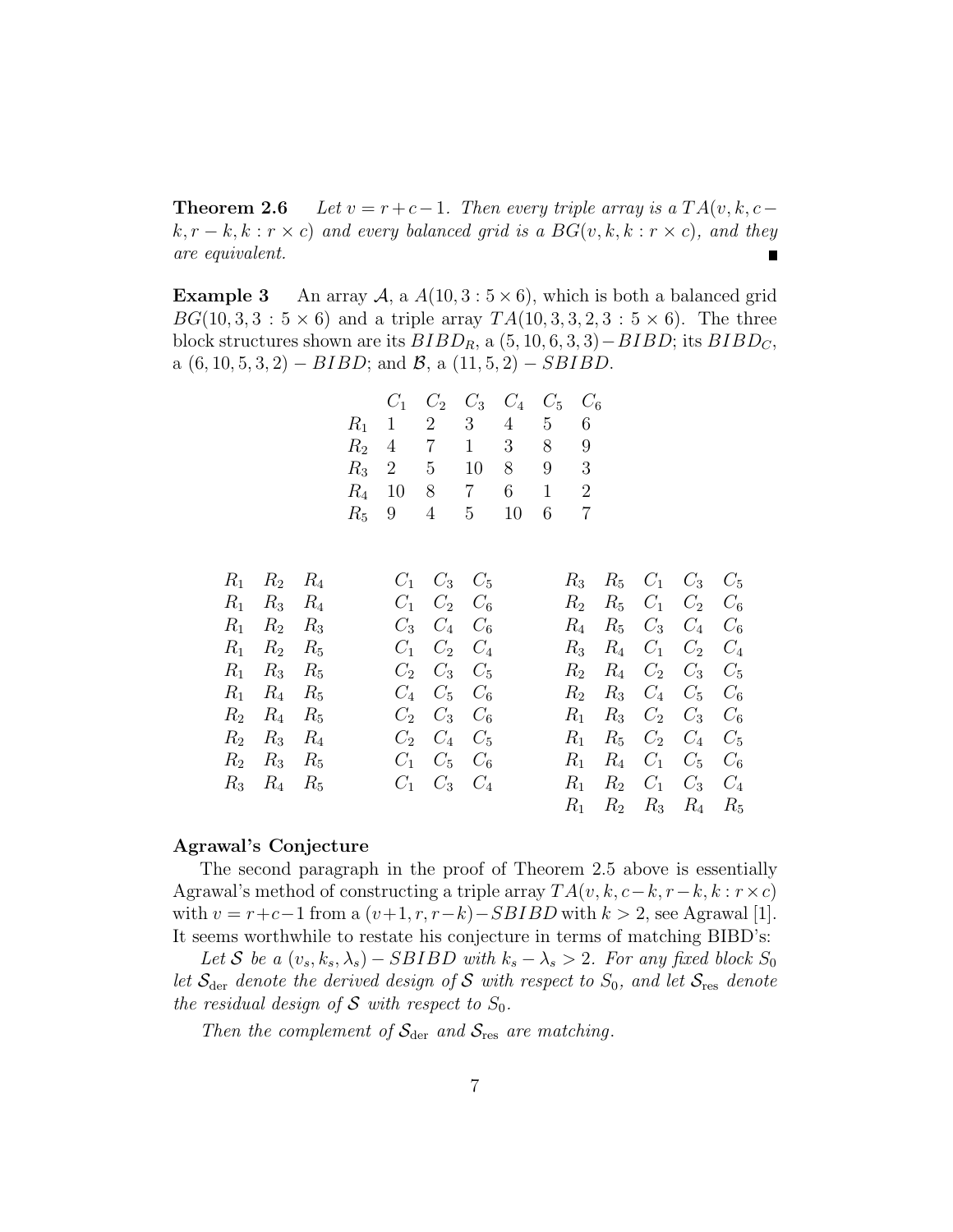**Theorem 2.6** *Let $v = r + c - 1$. Then every triple array is a $TA(v, k, c - k, r - k, k : r \times c)$ and every balanced grid is a $BG(v, k, k : r \times c)$, and they are equivalent.* ∎

**Example 3** An array $\mathcal{A}$, a $A(10, 3 : 5 \times 6)$, which is both a balanced grid $BG(10, 3, 3 : 5 \times 6)$ and a triple array $TA(10, 3, 3, 2, 3 : 5 \times 6)$. The three block structures shown are its $BIBD_R$, a $(5, 10, 6, 3, 3) - BIBD$; its $BIBD_C$, a $(6, 10, 5, 3, 2) - BIBD$; and $\mathcal{B}$, a $(11, 5, 2) - SBIBD$.

| | $C_1$ | $C_2$ | $C_3$ | $C_4$ | $C_5$ | $C_6$ |
|---|---|---|---|---|---|---|
| $R_1$ | 1 | 2 | 3 | 4 | 5 | 6 |
| $R_2$ | 4 | 7 | 1 | 3 | 8 | 9 |
| $R_3$ | 2 | 5 | 10 | 8 | 9 | 3 |
| $R_4$ | 10 | 8 | 7 | 6 | 1 | 2 |
| $R_5$ | 9 | 4 | 5 | 10 | 6 | 7 |

| $BIBD_R$ | | | $BIBD_C$ | | | $\mathcal{B}$ | | | | |
|---|---|---|---|---|---|---|---|---|---|---|
| $R_1$ | $R_2$ | $R_4$ | $C_1$ | $C_3$ | $C_5$ | $R_3$ | $R_5$ | $C_1$ | $C_3$ | $C_5$ |
| $R_1$ | $R_3$ | $R_4$ | $C_1$ | $C_2$ | $C_6$ | $R_2$ | $R_5$ | $C_1$ | $C_2$ | $C_6$ |
| $R_1$ | $R_2$ | $R_3$ | $C_3$ | $C_4$ | $C_6$ | $R_4$ | $R_5$ | $C_3$ | $C_4$ | $C_6$ |
| $R_1$ | $R_2$ | $R_5$ | $C_1$ | $C_2$ | $C_4$ | $R_3$ | $R_4$ | $C_1$ | $C_2$ | $C_4$ |
| $R_1$ | $R_3$ | $R_5$ | $C_2$ | $C_3$ | $C_5$ | $R_2$ | $R_4$ | $C_2$ | $C_3$ | $C_5$ |
| $R_1$ | $R_4$ | $R_5$ | $C_4$ | $C_5$ | $C_6$ | $R_2$ | $R_3$ | $C_4$ | $C_5$ | $C_6$ |
| $R_2$ | $R_4$ | $R_5$ | $C_2$ | $C_3$ | $C_6$ | $R_1$ | $R_3$ | $C_2$ | $C_3$ | $C_6$ |
| $R_2$ | $R_3$ | $R_4$ | $C_2$ | $C_4$ | $C_5$ | $R_1$ | $R_5$ | $C_2$ | $C_4$ | $C_5$ |
| $R_2$ | $R_3$ | $R_5$ | $C_1$ | $C_5$ | $C_6$ | $R_1$ | $R_4$ | $C_1$ | $C_5$ | $C_6$ |
| $R_3$ | $R_4$ | $R_5$ | $C_1$ | $C_3$ | $C_4$ | $R_1$ | $R_2$ | $C_1$ | $C_3$ | $C_4$ |
| | | | | | | $R_1$ | $R_2$ | $R_3$ | $R_4$ | $R_5$ |

**Agrawal's Conjecture**

The second paragraph in the proof of Theorem 2.5 above is essentially Agrawal's method of constructing a triple array $TA(v, k, c - k, r - k, k : r \times c)$ with $v = r + c - 1$ from a $(v + 1, r, r - k) - SBIBD$ with $k > 2$, see Agrawal [1]. It seems worthwhile to restate his conjecture in terms of matching BIBD's:

*Let $\mathcal{S}$ be a $(v_s, k_s, \lambda_s) - SBIBD$ with $k_s - \lambda_s > 2$. For any fixed block $S_0$ let $\mathcal{S}_{\rm der}$ denote the derived design of $\mathcal{S}$ with respect to $S_0$, and let $\mathcal{S}_{\rm res}$ denote the residual design of $\mathcal{S}$ with respect to $S_0$.*

*Then the complement of $\mathcal{S}_{\rm der}$ and $\mathcal{S}_{\rm res}$ are matching.*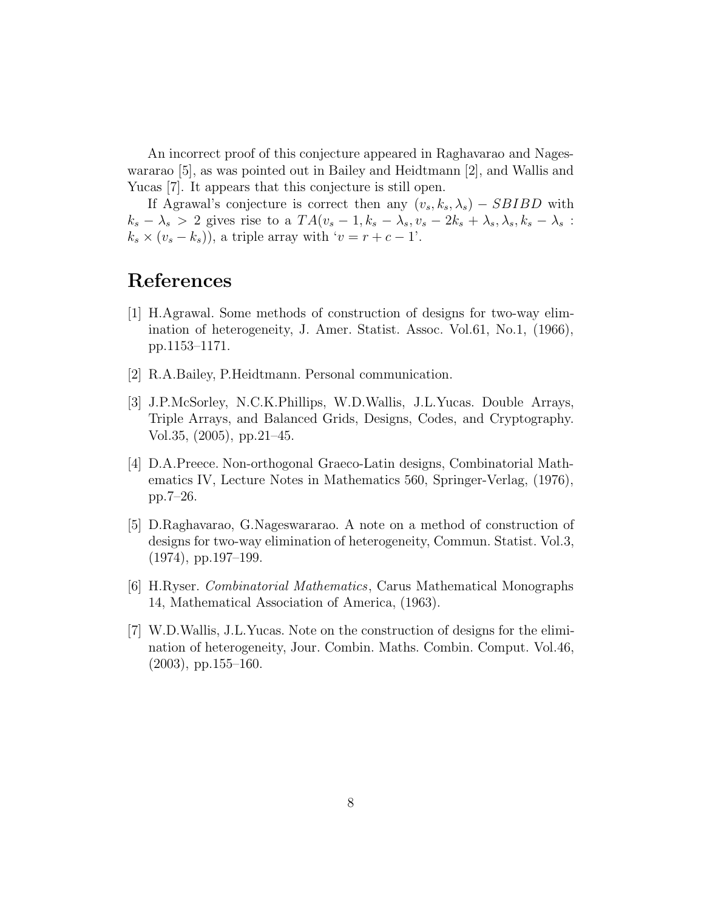An incorrect proof of this conjecture appeared in Raghavarao and Nageswararao [5], as was pointed out in Bailey and Heidtmann [2], and Wallis and Yucas [7]. It appears that this conjecture is still open.

If Agrawal's conjecture is correct then any $(v_s, k_s, \lambda_s) - SBIBD$ with $k_s - \lambda_s > 2$ gives rise to a $TA(v_s - 1, k_s - \lambda_s, v_s - 2k_s + \lambda_s, \lambda_s, k_s - \lambda_s : k_s \times (v_s - k_s))$, a triple array with '$v = r + c - 1$'.

## References

[1] H.Agrawal. Some methods of construction of designs for two-way elimination of heterogeneity, J. Amer. Statist. Assoc. Vol.61, No.1, (1966), pp.1153–1171.

[2] R.A.Bailey, P.Heidtmann. Personal communication.

[3] J.P.McSorley, N.C.K.Phillips, W.D.Wallis, J.L.Yucas. Double Arrays, Triple Arrays, and Balanced Grids, Designs, Codes, and Cryptography. Vol.35, (2005), pp.21–45.

[4] D.A.Preece. Non-orthogonal Graeco-Latin designs, Combinatorial Mathematics IV, Lecture Notes in Mathematics 560, Springer-Verlag, (1976), pp.7–26.

[5] D.Raghavarao, G.Nageswararao. A note on a method of construction of designs for two-way elimination of heterogeneity, Commun. Statist. Vol.3, (1974), pp.197–199.

[6] H.Ryser. *Combinatorial Mathematics*, Carus Mathematical Monographs 14, Mathematical Association of America, (1963).

[7] W.D.Wallis, J.L.Yucas. Note on the construction of designs for the elimination of heterogeneity, Jour. Combin. Maths. Combin. Comput. Vol.46, (2003), pp.155–160.